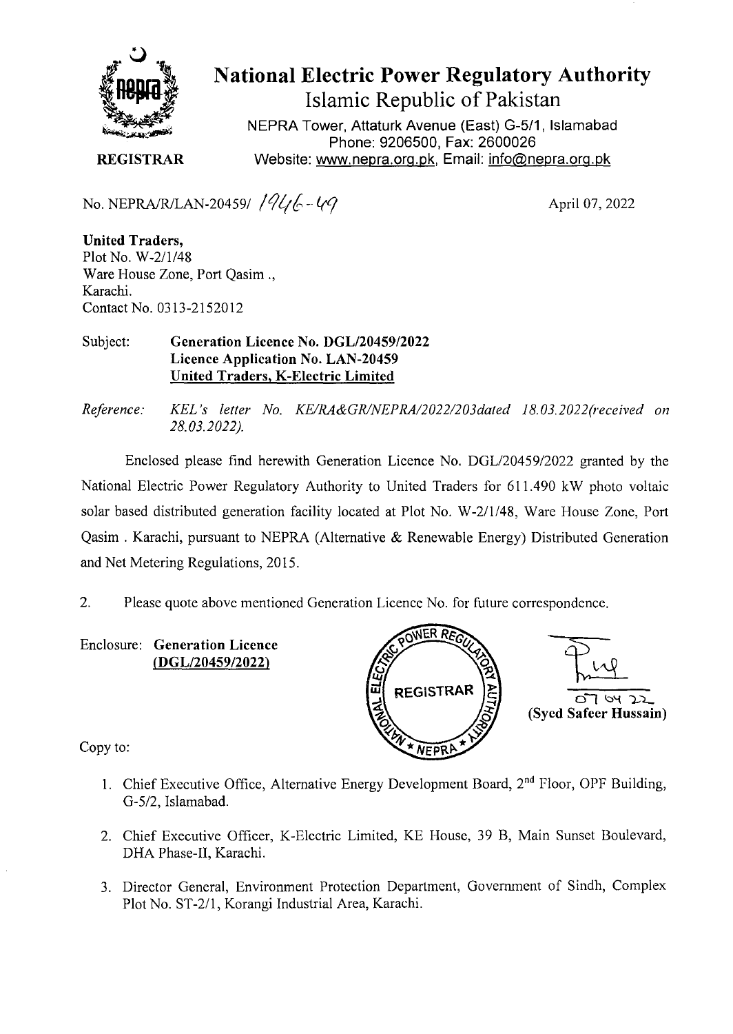# National Electric Power Regulatory Authority

## Islamic Republic of Pakistan

NEPRA Tower, Attaturk Avenue (East) G-5/1, Islamabad
Phone: 9206500, Fax: 2600026
Website: www.nepra.org.pk, Email: info@nepra.org.pk

**REGISTRAR**

No. NEPRA/R/LAN-20459/ 1946-49

April 07, 2022

**United Traders,**
Plot No. W-2/1/48
Ware House Zone, Port Qasim .,
Karachi.
Contact No. 0313-2152012

Subject: **Generation Licence No. DGL/20459/2022**
**Licence Application No. LAN-20459**
**United Traders, K-Electric Limited**

*Reference: KEL's letter No. KE/RA&GR/NEPRA/2022/203dated 18.03.2022(received on 28.03.2022).*

Enclosed please find herewith Generation Licence No. DGL/20459/2022 granted by the National Electric Power Regulatory Authority to United Traders for 611.490 kW photo voltaic solar based distributed generation facility located at Plot No. W-2/1/48, Ware House Zone, Port Qasim . Karachi, pursuant to NEPRA (Alternative & Renewable Energy) Distributed Generation and Net Metering Regulations, 2015.

2. Please quote above mentioned Generation Licence No. for future correspondence.

Enclosure: **Generation Licence**
**(DGL/20459/2022)**

07 04 22
**(Syed Safeer Hussain)**

Copy to:

1. Chief Executive Office, Alternative Energy Development Board, 2nd Floor, OPF Building, G-5/2, Islamabad.
2. Chief Executive Officer, K-Electric Limited, KE House, 39 B, Main Sunset Boulevard, DHA Phase-II, Karachi.
3. Director General, Environment Protection Department, Government of Sindh, Complex Plot No. ST-2/1, Korangi Industrial Area, Karachi.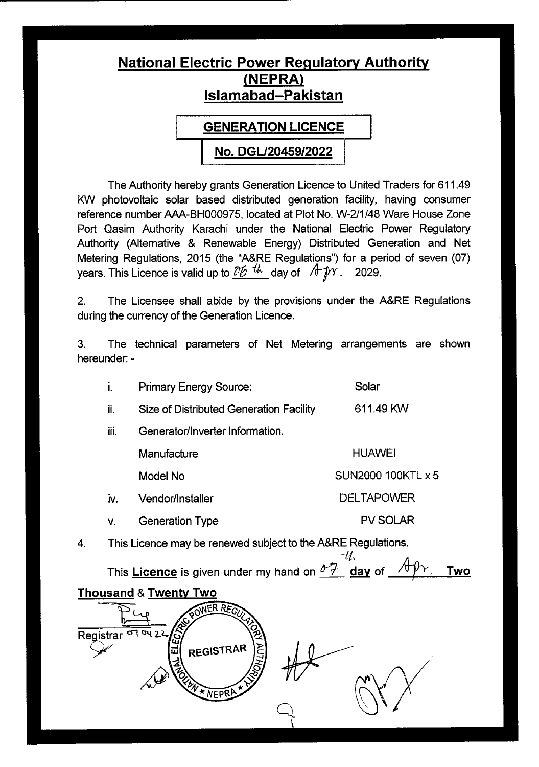# National Electric Power Regulatory Authority (NEPRA) Islamabad–Pakistan

## GENERATION LICENCE

## No. DGL/20459/2022

The Authority hereby grants Generation Licence to United Traders for 611.49 KW photovoltaic solar based distributed generation facility, having consumer reference number AAA-BH000975, located at Plot No. W-2/1/48 Ware House Zone Port Qasim Authority Karachi under the National Electric Power Regulatory Authority (Alternative & Renewable Energy) Distributed Generation and Net Metering Regulations, 2015 (the "A&RE Regulations") for a period of seven (07) years. This Licence is valid up to 06 th day of Apr. 2029.

2. The Licensee shall abide by the provisions under the A&RE Regulations during the currency of the Generation Licence.

3. The technical parameters of Net Metering arrangements are shown hereunder: -

| | | |
|---|---|---|
| i. | Primary Energy Source: | Solar |
| ii. | Size of Distributed Generation Facility | 611.49 KW |
| iii. | Generator/Inverter Information. | |
| | Manufacture | HUAWEI |
| | Model No | SUN2000 100KTL x 5 |
| iv. | Vendor/Installer | DELTAPOWER |
| v. | Generation Type | PV SOLAR |

4. This Licence may be renewed subject to the A&RE Regulations.

This **Licence** is given under my hand on 07 -th **day** of Apr. **Two Thousand** & **Twenty Two**

Registrar 07 04 22

REGISTRAR
NATIONAL ELECTRIC POWER REGULATORY AUTHORITY
NEPRA